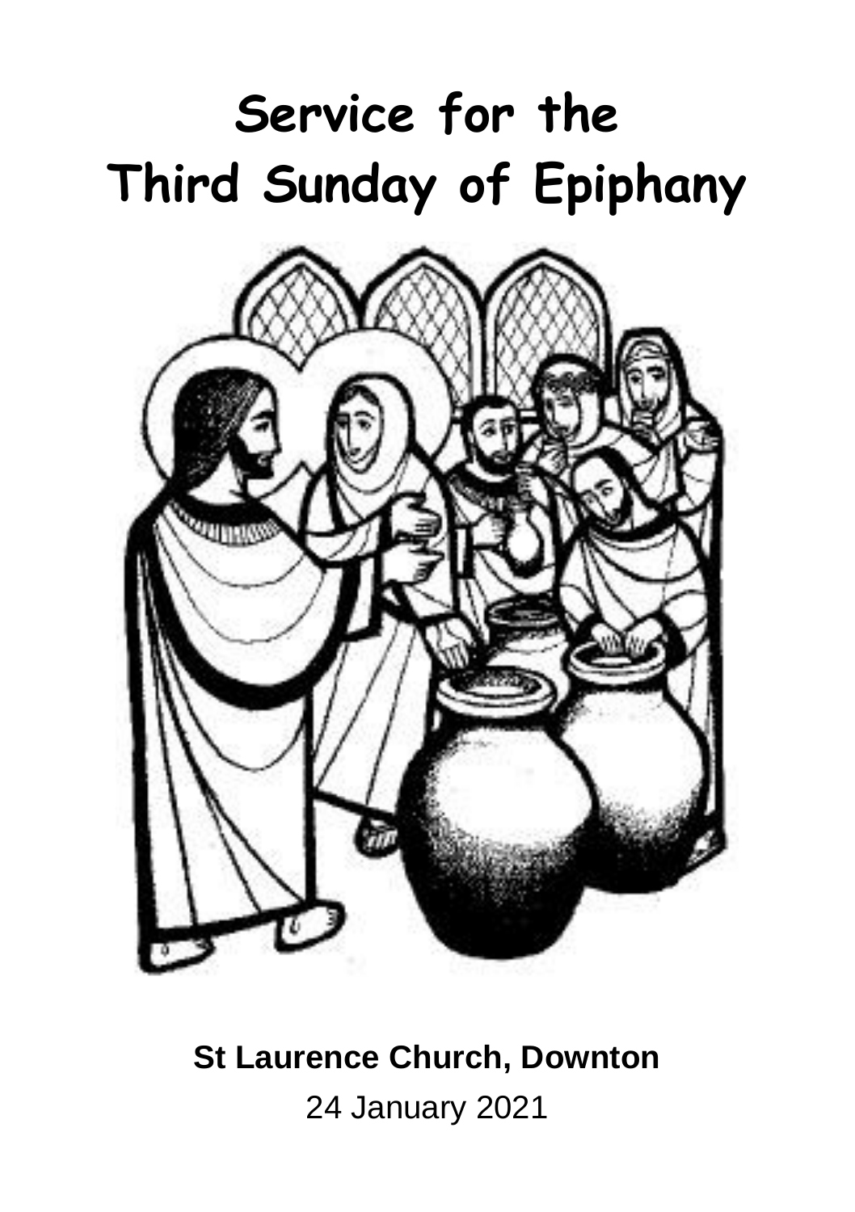# Service for the Third Sunday of Epiphany

**St Laurence Church, Downton**

24 January 2021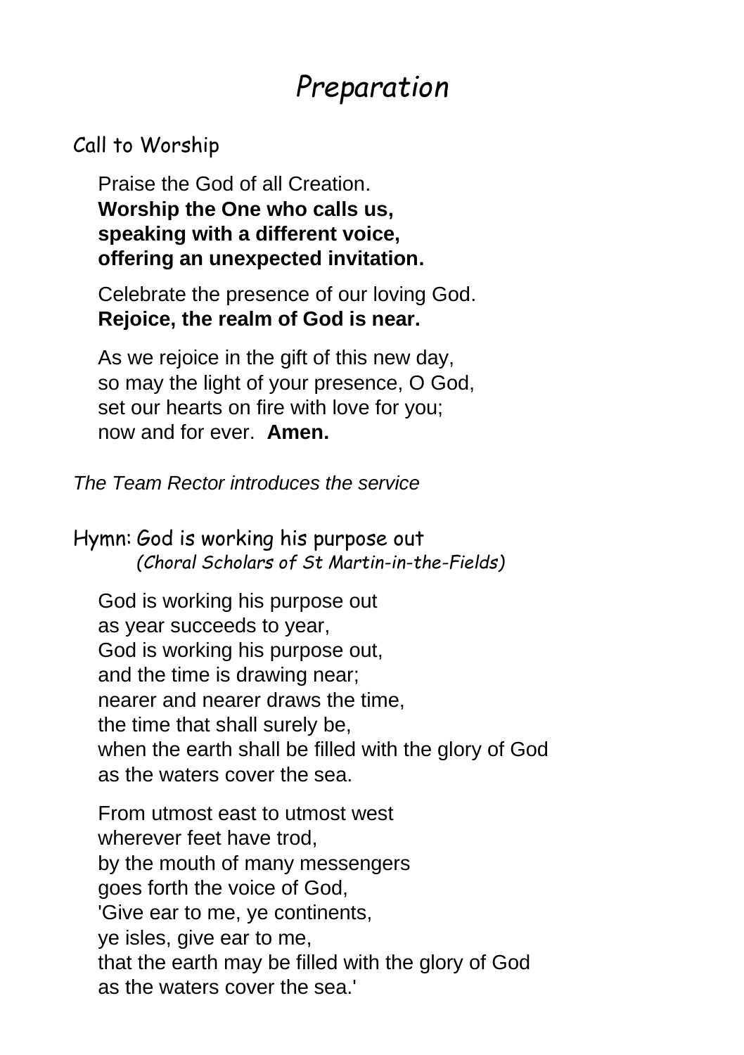# *Preparation*

## Call to Worship

Praise the God of all Creation.
**Worship the One who calls us,**
**speaking with a different voice,**
**offering an unexpected invitation.**

Celebrate the presence of our loving God.
**Rejoice, the realm of God is near.**

As we rejoice in the gift of this new day,
so may the light of your presence, O God,
set our hearts on fire with love for you;
now and for ever. **Amen.**

*The Team Rector introduces the service*

## Hymn: God is working his purpose out

*(Choral Scholars of St Martin-in-the-Fields)*

God is working his purpose out
as year succeeds to year,
God is working his purpose out,
and the time is drawing near;
nearer and nearer draws the time,
the time that shall surely be,
when the earth shall be filled with the glory of God
as the waters cover the sea.

From utmost east to utmost west
wherever feet have trod,
by the mouth of many messengers
goes forth the voice of God,
'Give ear to me, ye continents,
ye isles, give ear to me,
that the earth may be filled with the glory of God
as the waters cover the sea.'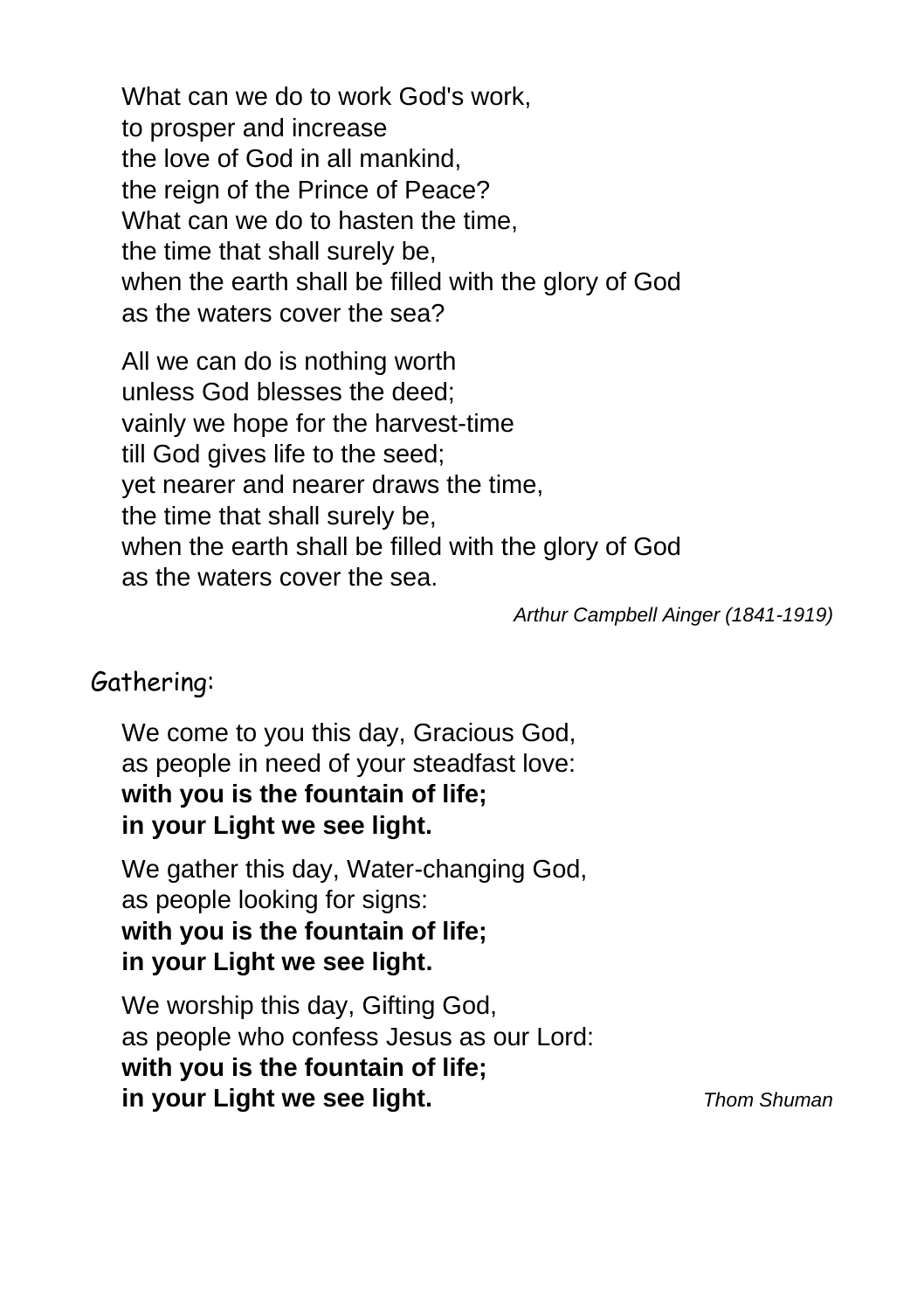What can we do to work God's work,
to prosper and increase
the love of God in all mankind,
the reign of the Prince of Peace?
What can we do to hasten the time,
the time that shall surely be,
when the earth shall be filled with the glory of God
as the waters cover the sea?

All we can do is nothing worth
unless God blesses the deed;
vainly we hope for the harvest-time
till God gives life to the seed;
yet nearer and nearer draws the time,
the time that shall surely be,
when the earth shall be filled with the glory of God
as the waters cover the sea.

*Arthur Campbell Ainger (1841-1919)*

## Gathering:

We come to you this day, Gracious God,
as people in need of your steadfast love:
**with you is the fountain of life;**
**in your Light we see light.**

We gather this day, Water-changing God,
as people looking for signs:
**with you is the fountain of life;**
**in your Light we see light.**

We worship this day, Gifting God,
as people who confess Jesus as our Lord:
**with you is the fountain of life;**
**in your Light we see light.**

*Thom Shuman*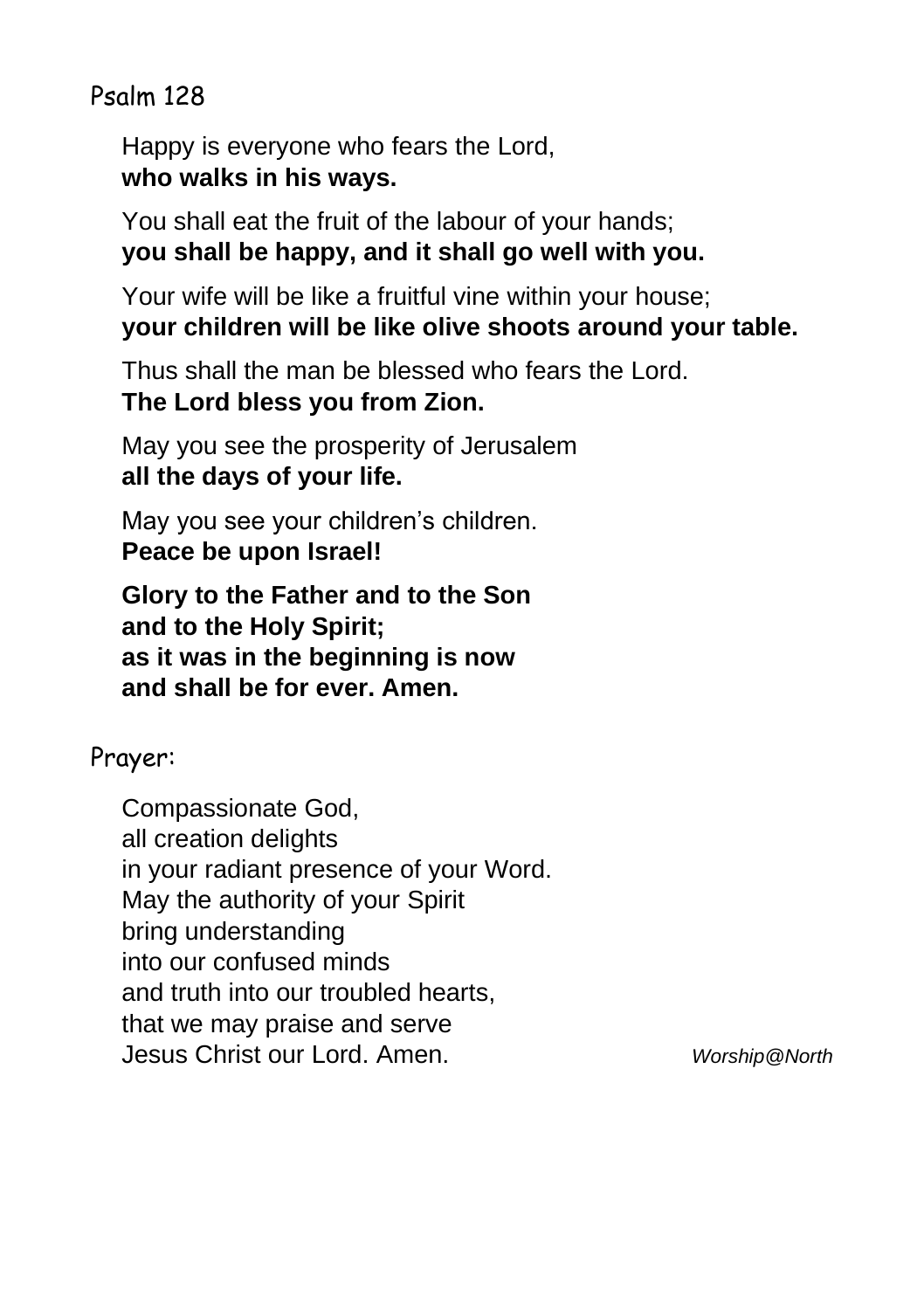## Psalm 128

Happy is everyone who fears the Lord,
**who walks in his ways.**

You shall eat the fruit of the labour of your hands;
**you shall be happy, and it shall go well with you.**

Your wife will be like a fruitful vine within your house;
**your children will be like olive shoots around your table.**

Thus shall the man be blessed who fears the Lord.
**The Lord bless you from Zion.**

May you see the prosperity of Jerusalem
**all the days of your life.**

May you see your children's children.
**Peace be upon Israel!**

**Glory to the Father and to the Son**
**and to the Holy Spirit;**
**as it was in the beginning is now**
**and shall be for ever. Amen.**

## Prayer:

Compassionate God,
all creation delights
in your radiant presence of your Word.
May the authority of your Spirit
bring understanding
into our confused minds
and truth into our troubled hearts,
that we may praise and serve
Jesus Christ our Lord. Amen.

*Worship@North*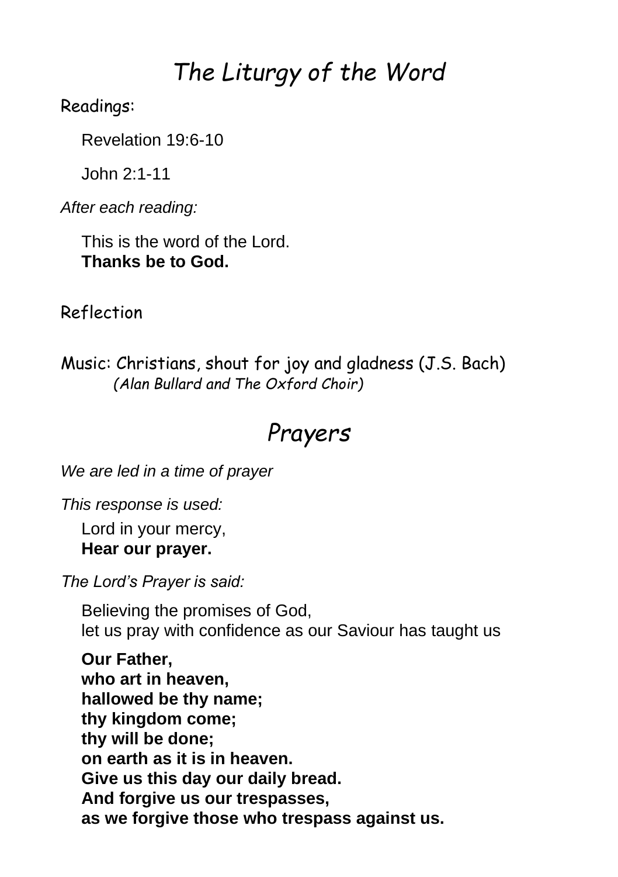# *The Liturgy of the Word*

Readings:

Revelation 19:6-10

John 2:1-11

*After each reading:*

This is the word of the Lord.
**Thanks be to God.**

Reflection

Music: Christians, shout for joy and gladness (J.S. Bach)
*(Alan Bullard and The Oxford Choir)*

# *Prayers*

*We are led in a time of prayer*

*This response is used:*

Lord in your mercy,
**Hear our prayer.**

*The Lord's Prayer is said:*

Believing the promises of God,
let us pray with confidence as our Saviour has taught us

**Our Father,**
**who art in heaven,**
**hallowed be thy name;**
**thy kingdom come;**
**thy will be done;**
**on earth as it is in heaven.**
**Give us this day our daily bread.**
**And forgive us our trespasses,**
**as we forgive those who trespass against us.**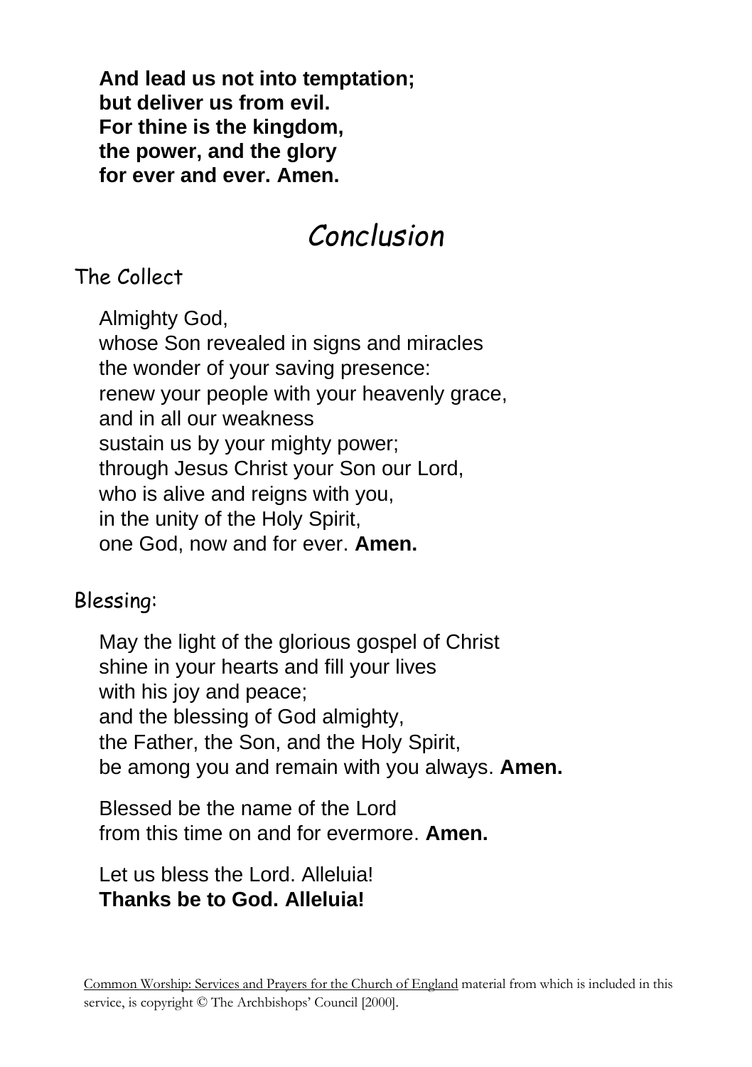**And lead us not into temptation;**
**but deliver us from evil.**
**For thine is the kingdom,**
**the power, and the glory**
**for ever and ever. Amen.**

# *Conclusion*

## The Collect

Almighty God,
whose Son revealed in signs and miracles
the wonder of your saving presence:
renew your people with your heavenly grace,
and in all our weakness
sustain us by your mighty power;
through Jesus Christ your Son our Lord,
who is alive and reigns with you,
in the unity of the Holy Spirit,
one God, now and for ever. **Amen.**

## Blessing:

May the light of the glorious gospel of Christ
shine in your hearts and fill your lives
with his joy and peace;
and the blessing of God almighty,
the Father, the Son, and the Holy Spirit,
be among you and remain with you always. **Amen.**

Blessed be the name of the Lord
from this time on and for evermore. **Amen.**

Let us bless the Lord. Alleluia!
**Thanks be to God. Alleluia!**

Common Worship: Services and Prayers for the Church of England material from which is included in this service, is copyright © The Archbishops' Council [2000].